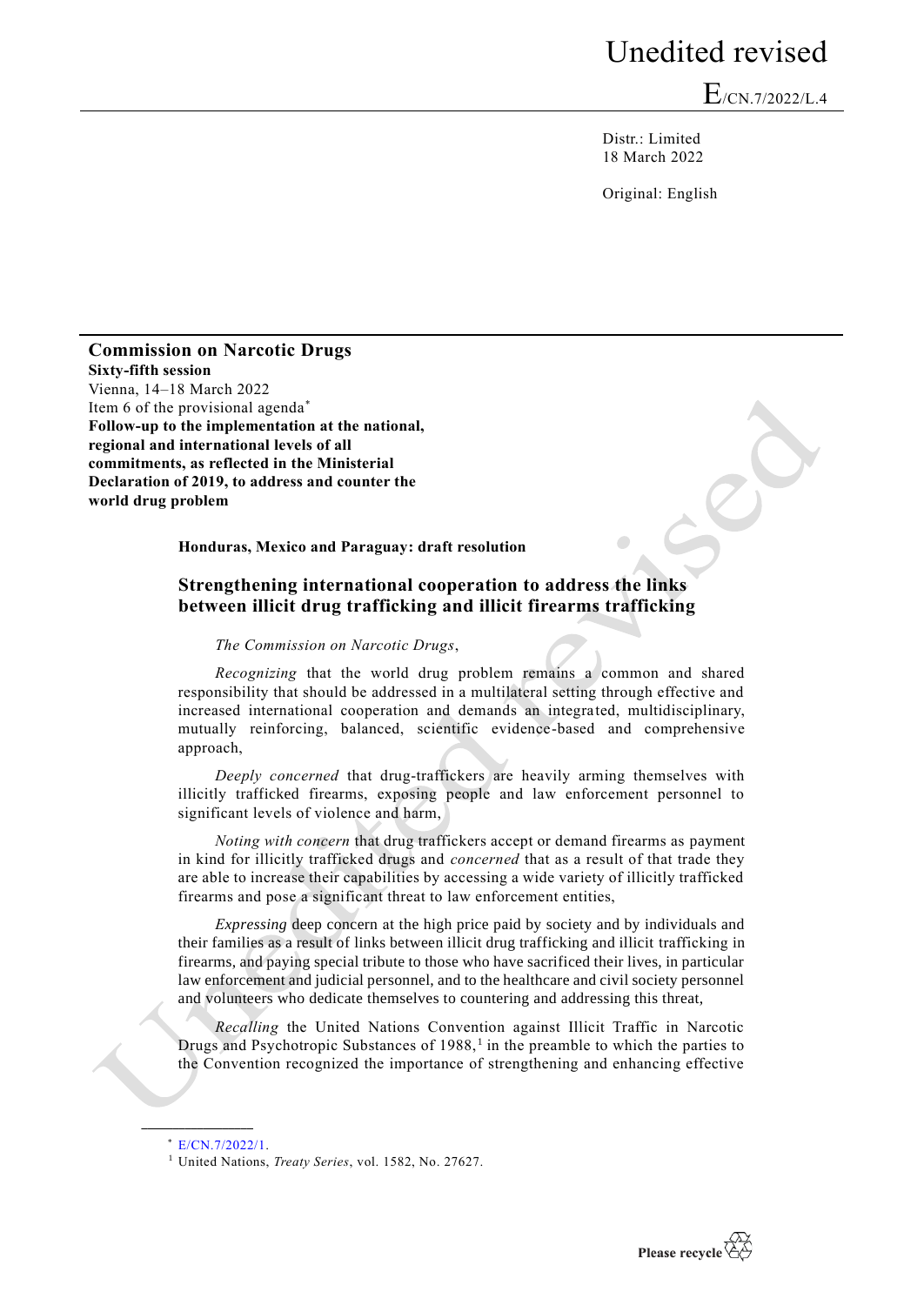Unedited revised

E/CN.7/2022/L.4

Distr.: Limited
18 March 2022

Original: English

**Commission on Narcotic Drugs**
**Sixty-fifth session**
Vienna, 14–18 March 2022
Item 6 of the provisional agenda*
**Follow-up to the implementation at the national, regional and international levels of all commitments, as reflected in the Ministerial Declaration of 2019, to address and counter the world drug problem**

**Honduras, Mexico and Paraguay: draft resolution**

## Strengthening international cooperation to address the links between illicit drug trafficking and illicit firearms trafficking

*The Commission on Narcotic Drugs*,

*Recognizing* that the world drug problem remains a common and shared responsibility that should be addressed in a multilateral setting through effective and increased international cooperation and demands an integrated, multidisciplinary, mutually reinforcing, balanced, scientific evidence-based and comprehensive approach,

*Deeply concerned* that drug-traffickers are heavily arming themselves with illicitly trafficked firearms, exposing people and law enforcement personnel to significant levels of violence and harm,

*Noting with concern* that drug traffickers accept or demand firearms as payment in kind for illicitly trafficked drugs and *concerned* that as a result of that trade they are able to increase their capabilities by accessing a wide variety of illicitly trafficked firearms and pose a significant threat to law enforcement entities,

*Expressing* deep concern at the high price paid by society and by individuals and their families as a result of links between illicit drug trafficking and illicit trafficking in firearms, and paying special tribute to those who have sacrificed their lives, in particular law enforcement and judicial personnel, and to the healthcare and civil society personnel and volunteers who dedicate themselves to countering and addressing this threat,

*Recalling* the United Nations Convention against Illicit Traffic in Narcotic Drugs and Psychotropic Substances of 1988,[1] in the preamble to which the parties to the Convention recognized the importance of strengthening and enhancing effective

---

\* E/CN.7/2022/1.

[1] United Nations, *Treaty Series*, vol. 1582, No. 27627.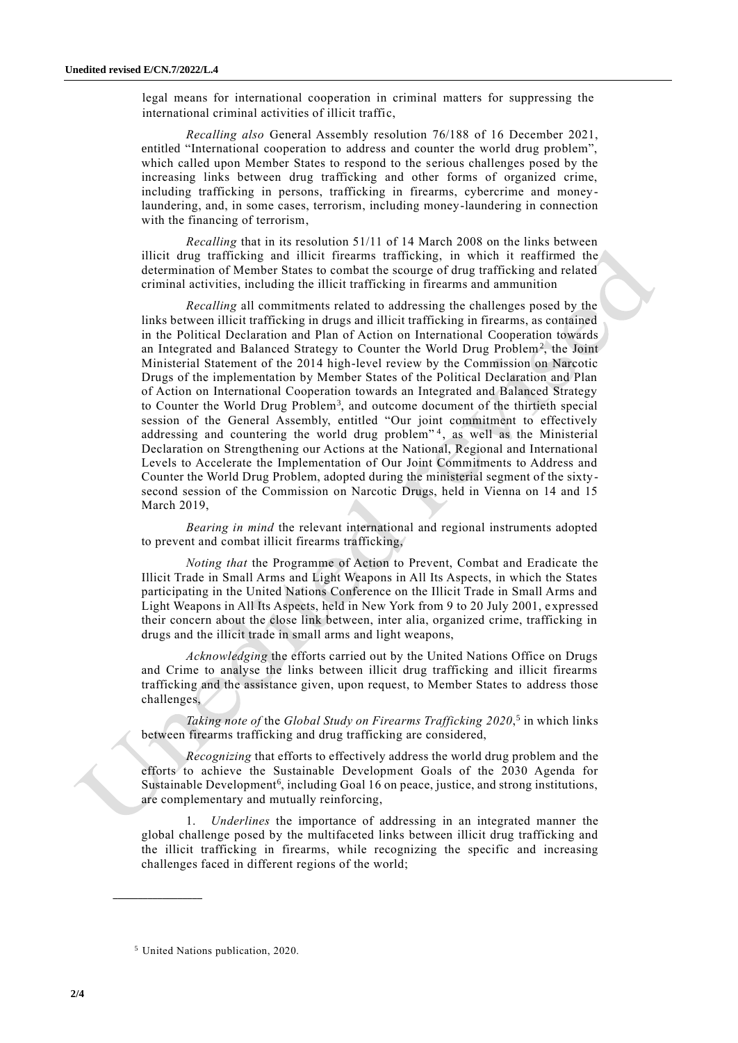legal means for international cooperation in criminal matters for suppressing the international criminal activities of illicit traffic,

*Recalling also* General Assembly resolution 76/188 of 16 December 2021, entitled "International cooperation to address and counter the world drug problem", which called upon Member States to respond to the serious challenges posed by the increasing links between drug trafficking and other forms of organized crime, including trafficking in persons, trafficking in firearms, cybercrime and money-laundering, and, in some cases, terrorism, including money-laundering in connection with the financing of terrorism,

*Recalling* that in its resolution 51/11 of 14 March 2008 on the links between illicit drug trafficking and illicit firearms trafficking, in which it reaffirmed the determination of Member States to combat the scourge of drug trafficking and related criminal activities, including the illicit trafficking in firearms and ammunition

*Recalling* all commitments related to addressing the challenges posed by the links between illicit trafficking in drugs and illicit trafficking in firearms, as contained in the Political Declaration and Plan of Action on International Cooperation towards an Integrated and Balanced Strategy to Counter the World Drug Problem[2], the Joint Ministerial Statement of the 2014 high-level review by the Commission on Narcotic Drugs of the implementation by Member States of the Political Declaration and Plan of Action on International Cooperation towards an Integrated and Balanced Strategy to Counter the World Drug Problem[3], and outcome document of the thirtieth special session of the General Assembly, entitled "Our joint commitment to effectively addressing and countering the world drug problem"[4], as well as the Ministerial Declaration on Strengthening our Actions at the National, Regional and International Levels to Accelerate the Implementation of Our Joint Commitments to Address and Counter the World Drug Problem, adopted during the ministerial segment of the sixty-second session of the Commission on Narcotic Drugs, held in Vienna on 14 and 15 March 2019,

*Bearing in mind* the relevant international and regional instruments adopted to prevent and combat illicit firearms trafficking,

*Noting that* the Programme of Action to Prevent, Combat and Eradicate the Illicit Trade in Small Arms and Light Weapons in All Its Aspects, in which the States participating in the United Nations Conference on the Illicit Trade in Small Arms and Light Weapons in All Its Aspects, held in New York from 9 to 20 July 2001, expressed their concern about the close link between, inter alia, organized crime, trafficking in drugs and the illicit trade in small arms and light weapons,

*Acknowledging* the efforts carried out by the United Nations Office on Drugs and Crime to analyse the links between illicit drug trafficking and illicit firearms trafficking and the assistance given, upon request, to Member States to address those challenges,

*Taking note of* the *Global Study on Firearms Trafficking 2020*,[5] in which links between firearms trafficking and drug trafficking are considered,

*Recognizing* that efforts to effectively address the world drug problem and the efforts to achieve the Sustainable Development Goals of the 2030 Agenda for Sustainable Development[6], including Goal 16 on peace, justice, and strong institutions, are complementary and mutually reinforcing,

1. *Underlines* the importance of addressing in an integrated manner the global challenge posed by the multifaceted links between illicit drug trafficking and the illicit trafficking in firearms, while recognizing the specific and increasing challenges faced in different regions of the world;

---

[5] United Nations publication, 2020.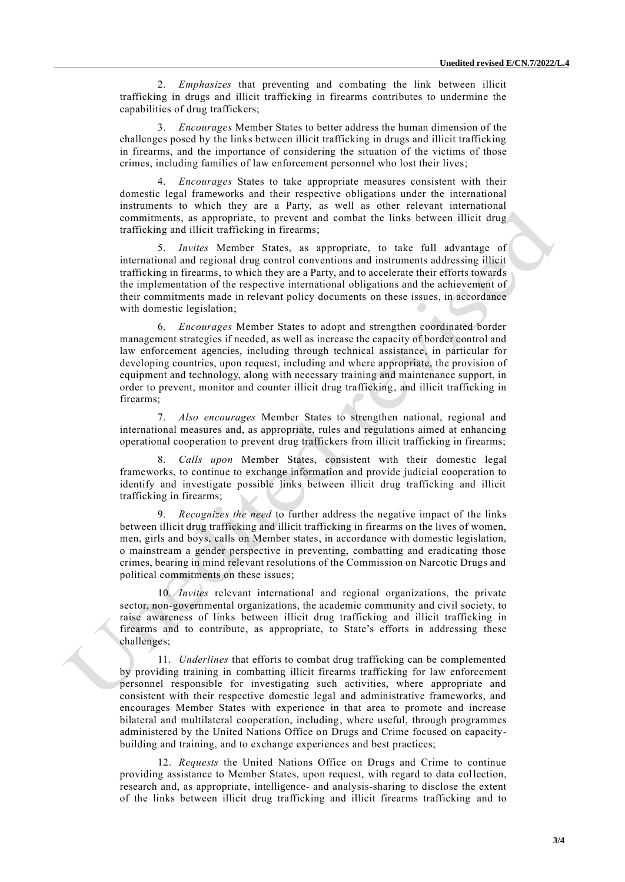2. *Emphasizes* that preventing and combating the link between illicit trafficking in drugs and illicit trafficking in firearms contributes to undermine the capabilities of drug traffickers;

3. *Encourages* Member States to better address the human dimension of the challenges posed by the links between illicit trafficking in drugs and illicit trafficking in firearms, and the importance of considering the situation of the victims of those crimes, including families of law enforcement personnel who lost their lives;

4. *Encourages* States to take appropriate measures consistent with their domestic legal frameworks and their respective obligations under the international instruments to which they are a Party, as well as other relevant international commitments, as appropriate, to prevent and combat the links between illicit drug trafficking and illicit trafficking in firearms;

5. *Invites* Member States, as appropriate, to take full advantage of international and regional drug control conventions and instruments addressing illicit trafficking in firearms, to which they are a Party, and to accelerate their efforts towards the implementation of the respective international obligations and the achievement of their commitments made in relevant policy documents on these issues, in accordance with domestic legislation;

6. *Encourages* Member States to adopt and strengthen coordinated border management strategies if needed, as well as increase the capacity of border control and law enforcement agencies, including through technical assistance, in particular for developing countries, upon request, including and where appropriate, the provision of equipment and technology, along with necessary training and maintenance support, in order to prevent, monitor and counter illicit drug trafficking, and illicit trafficking in firearms;

7. *Also encourages* Member States to strengthen national, regional and international measures and, as appropriate, rules and regulations aimed at enhancing operational cooperation to prevent drug traffickers from illicit trafficking in firearms;

8. *Calls upon* Member States, consistent with their domestic legal frameworks, to continue to exchange information and provide judicial cooperation to identify and investigate possible links between illicit drug trafficking and illicit trafficking in firearms;

9. *Recognizes the need* to further address the negative impact of the links between illicit drug trafficking and illicit trafficking in firearms on the lives of women, men, girls and boys, calls on Member states, in accordance with domestic legislation, o mainstream a gender perspective in preventing, combatting and eradicating those crimes, bearing in mind relevant resolutions of the Commission on Narcotic Drugs and political commitments on these issues;

10. *Invites* relevant international and regional organizations, the private sector, non-governmental organizations, the academic community and civil society, to raise awareness of links between illicit drug trafficking and illicit trafficking in firearms and to contribute, as appropriate, to State's efforts in addressing these challenges;

11. *Underlines* that efforts to combat drug trafficking can be complemented by providing training in combatting illicit firearms trafficking for law enforcement personnel responsible for investigating such activities, where appropriate and consistent with their respective domestic legal and administrative frameworks, and encourages Member States with experience in that area to promote and increase bilateral and multilateral cooperation, including, where useful, through programmes administered by the United Nations Office on Drugs and Crime focused on capacity-building and training, and to exchange experiences and best practices;

12. *Requests* the United Nations Office on Drugs and Crime to continue providing assistance to Member States, upon request, with regard to data collection, research and, as appropriate, intelligence- and analysis-sharing to disclose the extent of the links between illicit drug trafficking and illicit firearms trafficking and to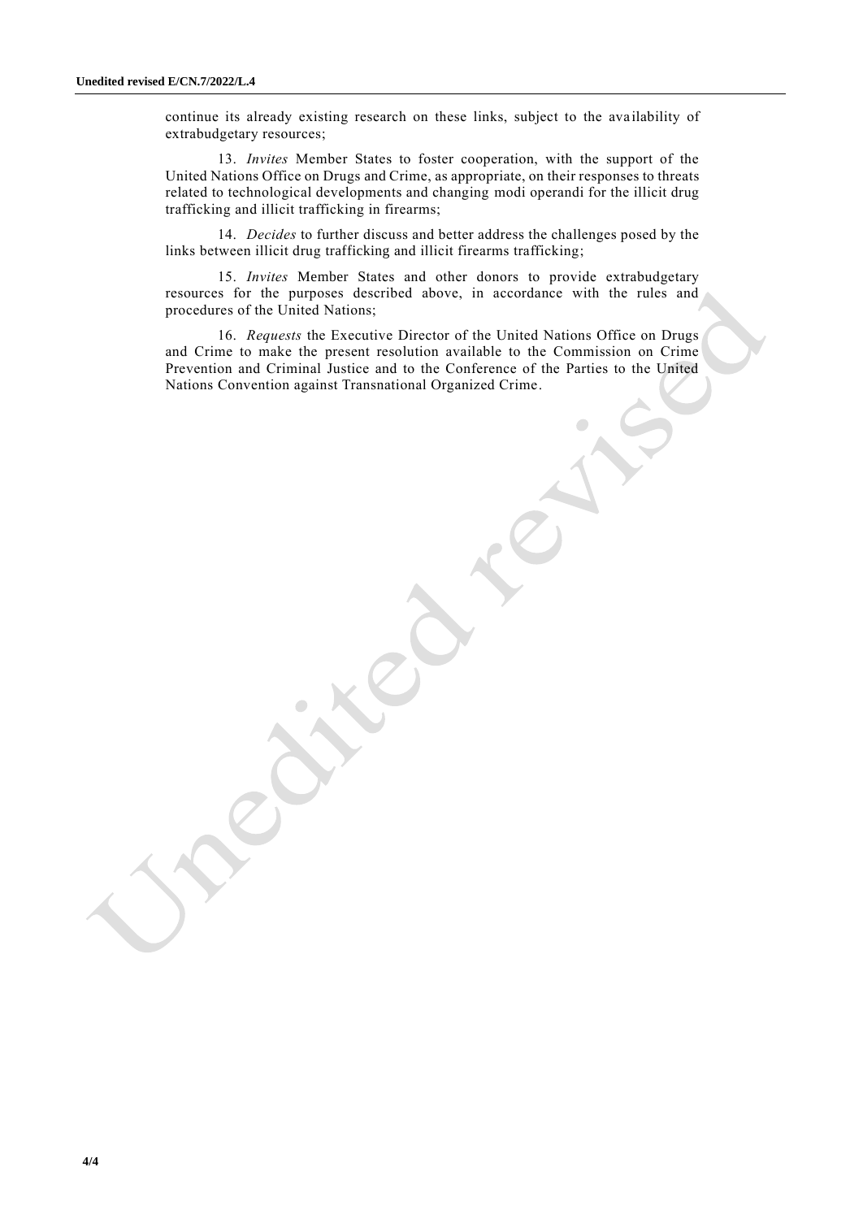continue its already existing research on these links, subject to the availability of extrabudgetary resources;

13. *Invites* Member States to foster cooperation, with the support of the United Nations Office on Drugs and Crime, as appropriate, on their responses to threats related to technological developments and changing modi operandi for the illicit drug trafficking and illicit trafficking in firearms;

14. *Decides* to further discuss and better address the challenges posed by the links between illicit drug trafficking and illicit firearms trafficking;

15. *Invites* Member States and other donors to provide extrabudgetary resources for the purposes described above, in accordance with the rules and procedures of the United Nations;

16. *Requests* the Executive Director of the United Nations Office on Drugs and Crime to make the present resolution available to the Commission on Crime Prevention and Criminal Justice and to the Conference of the Parties to the United Nations Convention against Transnational Organized Crime.